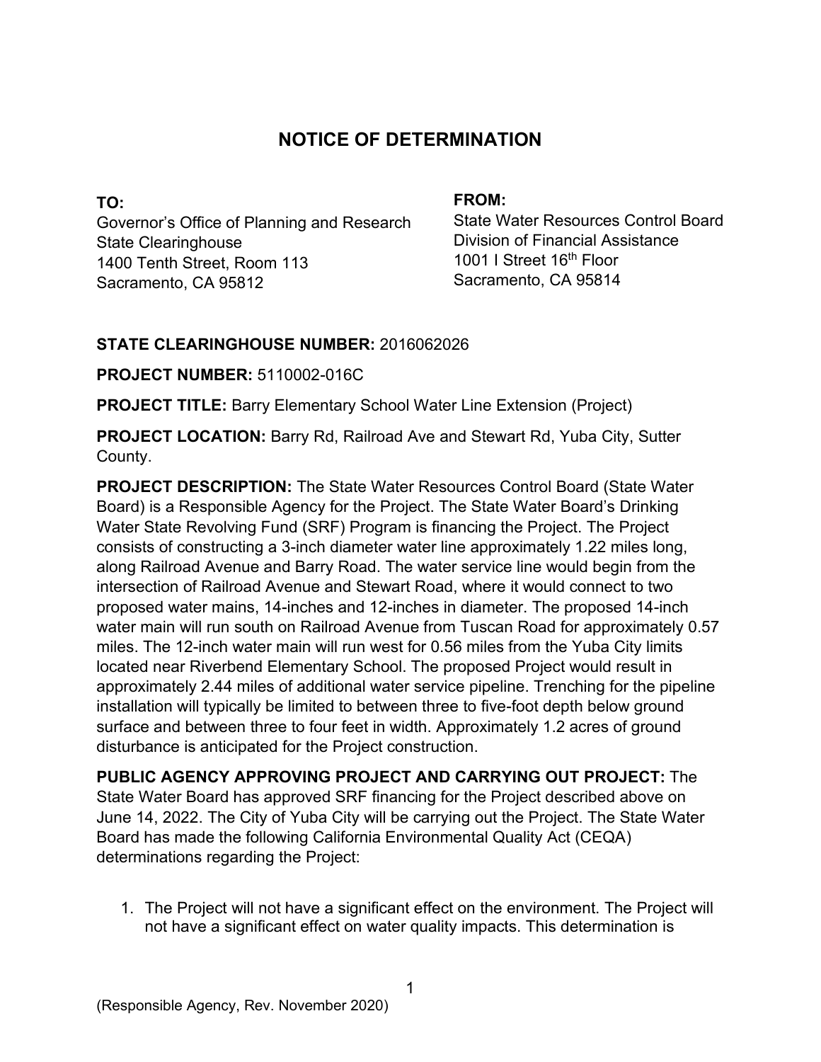# NOTICE OF DETERMINATION

**TO:**
Governor's Office of Planning and Research
State Clearinghouse
1400 Tenth Street, Room 113
Sacramento, CA 95812

**FROM:**
State Water Resources Control Board
Division of Financial Assistance
1001 I Street 16th Floor
Sacramento, CA 95814

**STATE CLEARINGHOUSE NUMBER:** 2016062026

**PROJECT NUMBER:** 5110002-016C

**PROJECT TITLE:** Barry Elementary School Water Line Extension (Project)

**PROJECT LOCATION:** Barry Rd, Railroad Ave and Stewart Rd, Yuba City, Sutter County.

**PROJECT DESCRIPTION:** The State Water Resources Control Board (State Water Board) is a Responsible Agency for the Project. The State Water Board's Drinking Water State Revolving Fund (SRF) Program is financing the Project. The Project consists of constructing a 3-inch diameter water line approximately 1.22 miles long, along Railroad Avenue and Barry Road. The water service line would begin from the intersection of Railroad Avenue and Stewart Road, where it would connect to two proposed water mains, 14-inches and 12-inches in diameter. The proposed 14-inch water main will run south on Railroad Avenue from Tuscan Road for approximately 0.57 miles. The 12-inch water main will run west for 0.56 miles from the Yuba City limits located near Riverbend Elementary School. The proposed Project would result in approximately 2.44 miles of additional water service pipeline. Trenching for the pipeline installation will typically be limited to between three to five-foot depth below ground surface and between three to four feet in width. Approximately 1.2 acres of ground disturbance is anticipated for the Project construction.

**PUBLIC AGENCY APPROVING PROJECT AND CARRYING OUT PROJECT:** The State Water Board has approved SRF financing for the Project described above on June 14, 2022. The City of Yuba City will be carrying out the Project. The State Water Board has made the following California Environmental Quality Act (CEQA) determinations regarding the Project:

1. The Project will not have a significant effect on the environment. The Project will not have a significant effect on water quality impacts. This determination is

(Responsible Agency, Rev. November 2020)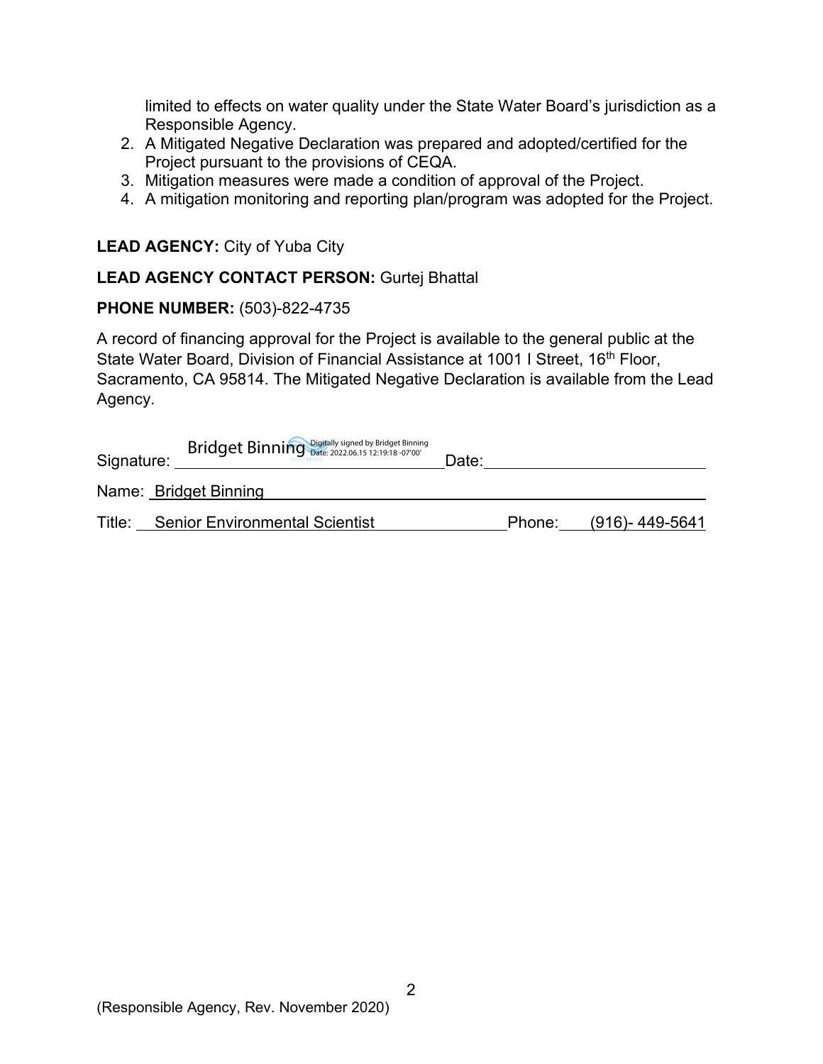limited to effects on water quality under the State Water Board's jurisdiction as a Responsible Agency.

2. A Mitigated Negative Declaration was prepared and adopted/certified for the Project pursuant to the provisions of CEQA.
3. Mitigation measures were made a condition of approval of the Project.
4. A mitigation monitoring and reporting plan/program was adopted for the Project.

**LEAD AGENCY:** City of Yuba City

**LEAD AGENCY CONTACT PERSON:** Gurtej Bhattal

**PHONE NUMBER:** (503)-822-4735

A record of financing approval for the Project is available to the general public at the State Water Board, Division of Financial Assistance at 1001 I Street, 16th Floor, Sacramento, CA 95814. The Mitigated Negative Declaration is available from the Lead Agency.

Signature: Bridget Binning Digitally signed by Bridget Binning Date: 2022.06.15 12:19:18 -07'00' Date: ______________________

Name: Bridget Binning

Title: Senior Environmental Scientist Phone: (916)- 449-5641

(Responsible Agency, Rev. November 2020)